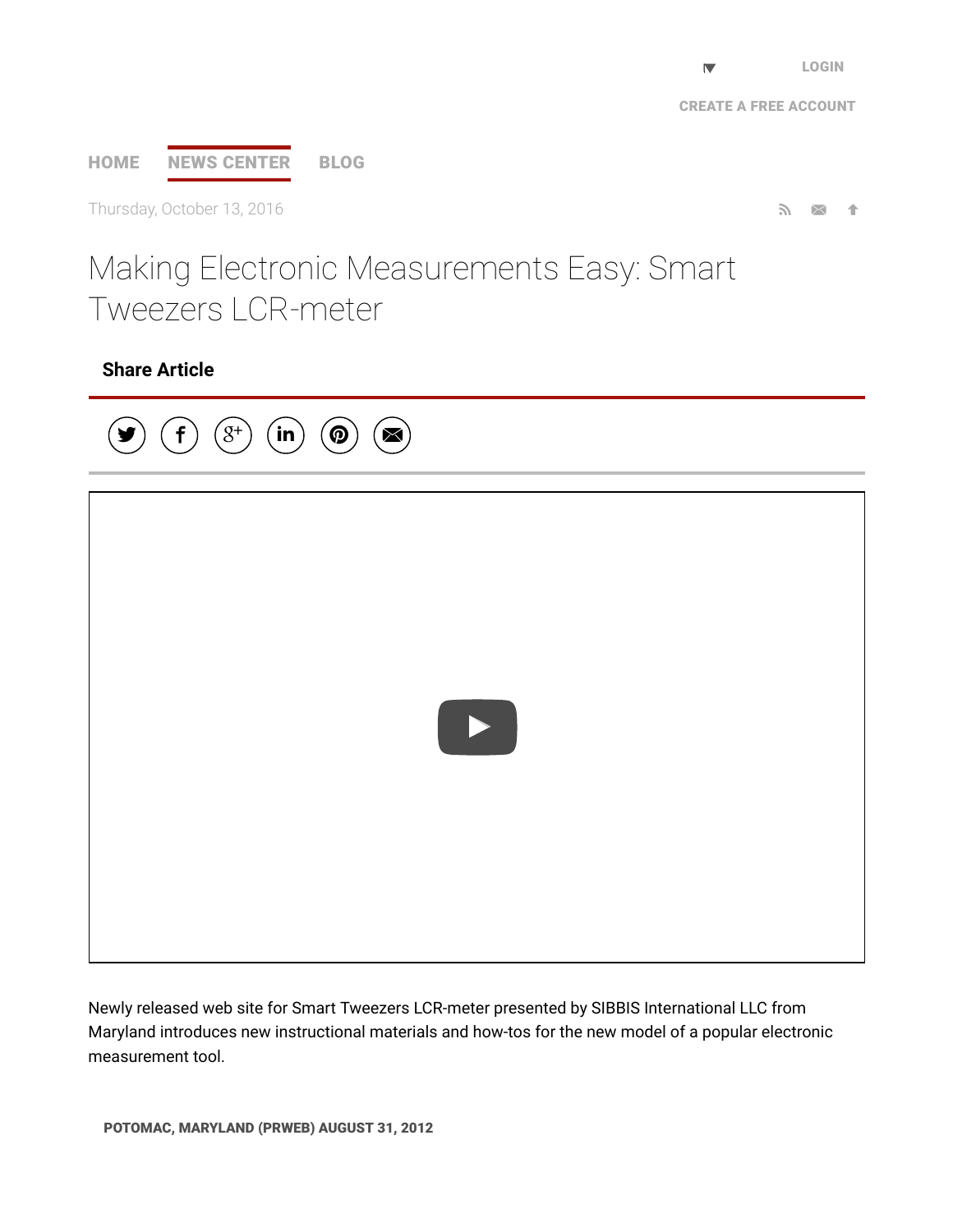LOGIN

CREATE A FREE ACCOUNT

HOME NEWS CENTER BLOG

Thursday, October 13, 2016

# Making Electronic Measurements Easy: Smart Tweezers LCR-meter

**Share Article**

Newly released web site for Smart Tweezers LCR-meter presented by SIBBIS International LLC from Maryland introduces new instructional materials and how-tos for the new model of a popular electronic measurement tool.

**POTOMAC, MARYLAND (PRWEB) AUGUST 31, 2012**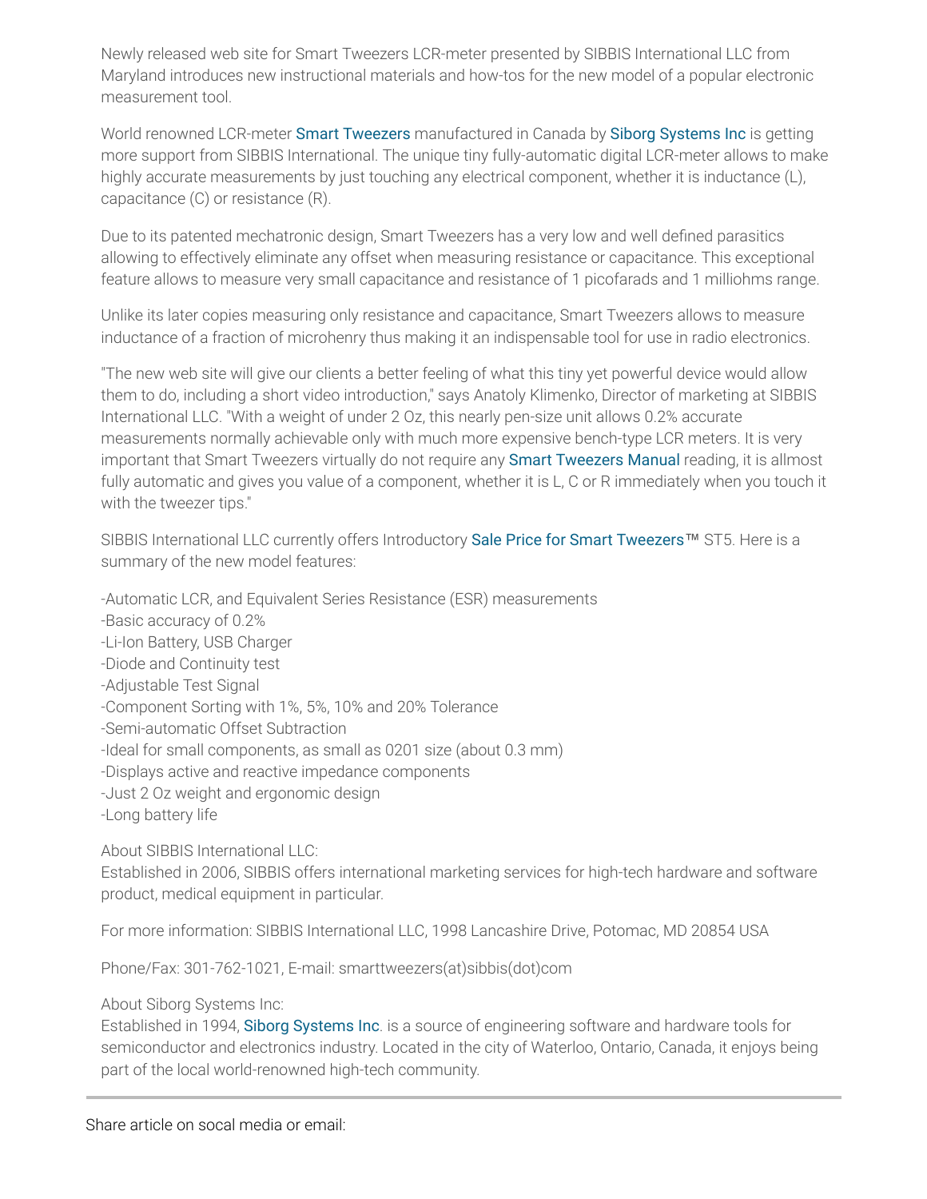Newly released web site for Smart Tweezers LCR-meter presented by SIBBIS International LLC from Maryland introduces new instructional materials and how-tos for the new model of a popular electronic measurement tool.

World renowned LCR-meter Smart Tweezers manufactured in Canada by Siborg Systems Inc is getting more support from SIBBIS International. The unique tiny fully-automatic digital LCR-meter allows to make highly accurate measurements by just touching any electrical component, whether it is inductance (L), capacitance (C) or resistance (R).

Due to its patented mechatronic design, Smart Tweezers has a very low and well defined parasitics allowing to effectively eliminate any offset when measuring resistance or capacitance. This exceptional feature allows to measure very small capacitance and resistance of 1 picofarads and 1 milliohms range.

Unlike its later copies measuring only resistance and capacitance, Smart Tweezers allows to measure inductance of a fraction of microhenry thus making it an indispensable tool for use in radio electronics.

"The new web site will give our clients a better feeling of what this tiny yet powerful device would allow them to do, including a short video introduction," says Anatoly Klimenko, Director of marketing at SIBBIS International LLC. "With a weight of under 2 Oz, this nearly pen-size unit allows 0.2% accurate measurements normally achievable only with much more expensive bench-type LCR meters. It is very important that Smart Tweezers virtually do not require any Smart Tweezers Manual reading, it is allmost fully automatic and gives you value of a component, whether it is L, C or R immediately when you touch it with the tweezer tips."

SIBBIS International LLC currently offers Introductory Sale Price for Smart Tweezers™ ST5. Here is a summary of the new model features:

-Automatic LCR, and Equivalent Series Resistance (ESR) measurements
-Basic accuracy of 0.2%
-Li-Ion Battery, USB Charger
-Diode and Continuity test
-Adjustable Test Signal
-Component Sorting with 1%, 5%, 10% and 20% Tolerance
-Semi-automatic Offset Subtraction
-Ideal for small components, as small as 0201 size (about 0.3 mm)
-Displays active and reactive impedance components
-Just 2 Oz weight and ergonomic design
-Long battery life

About SIBBIS International LLC:
Established in 2006, SIBBIS offers international marketing services for high-tech hardware and software product, medical equipment in particular.

For more information: SIBBIS International LLC, 1998 Lancashire Drive, Potomac, MD 20854 USA

Phone/Fax: 301-762-1021, E-mail: smarttweezers(at)sibbis(dot)com

About Siborg Systems Inc:
Established in 1994, Siborg Systems Inc. is a source of engineering software and hardware tools for semiconductor and electronics industry. Located in the city of Waterloo, Ontario, Canada, it enjoys being part of the local world-renowned high-tech community.

---

Share article on socal media or email: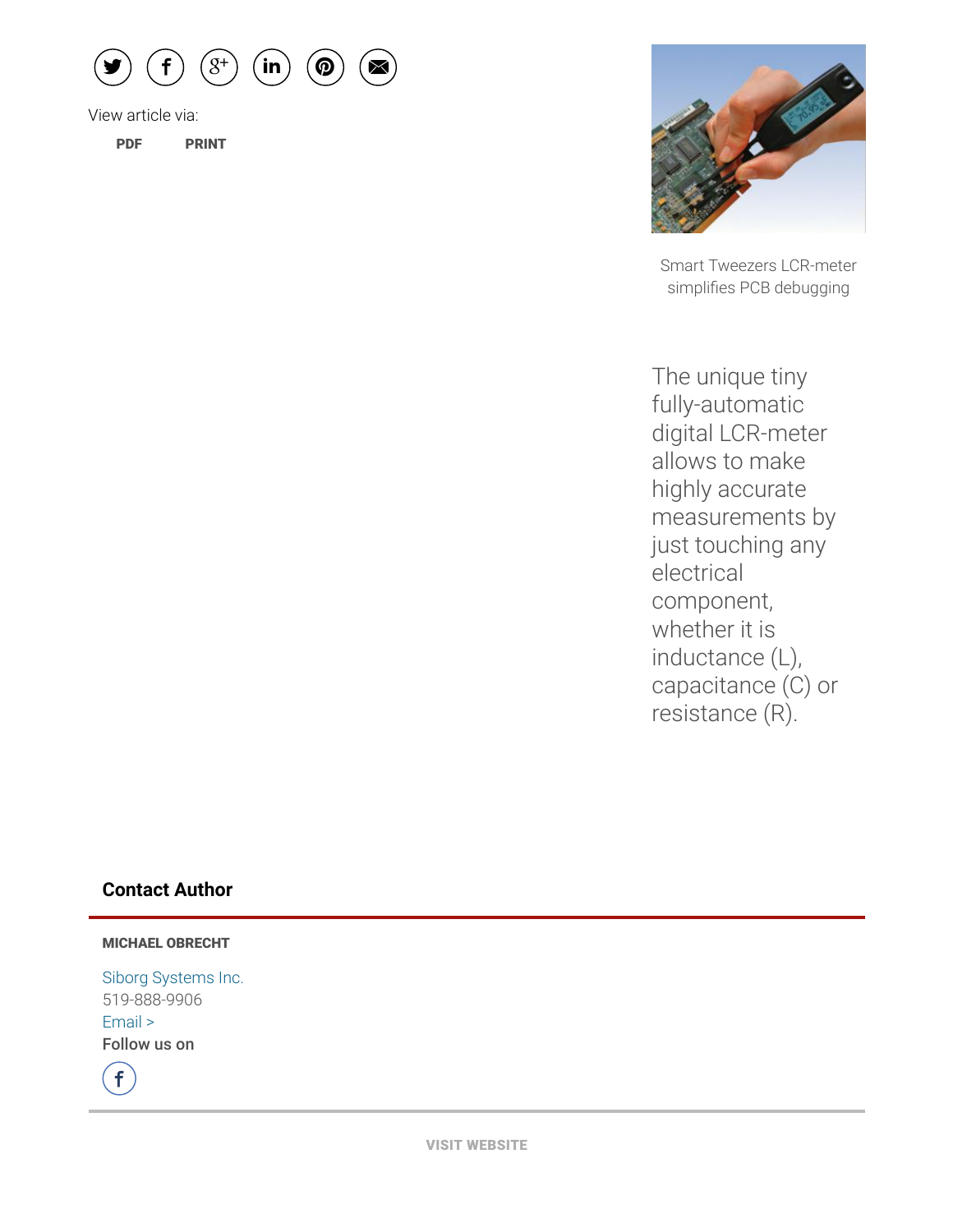View article via:

PDF PRINT

Smart Tweezers LCR-meter simplifies PCB debugging

The unique tiny fully-automatic digital LCR-meter allows to make highly accurate measurements by just touching any electrical component, whether it is inductance (L), capacitance (C) or resistance (R).

## Contact Author

**MICHAEL OBRECHT**

Siborg Systems Inc.
519-888-9906
Email >

**Follow us on**

VISIT WEBSITE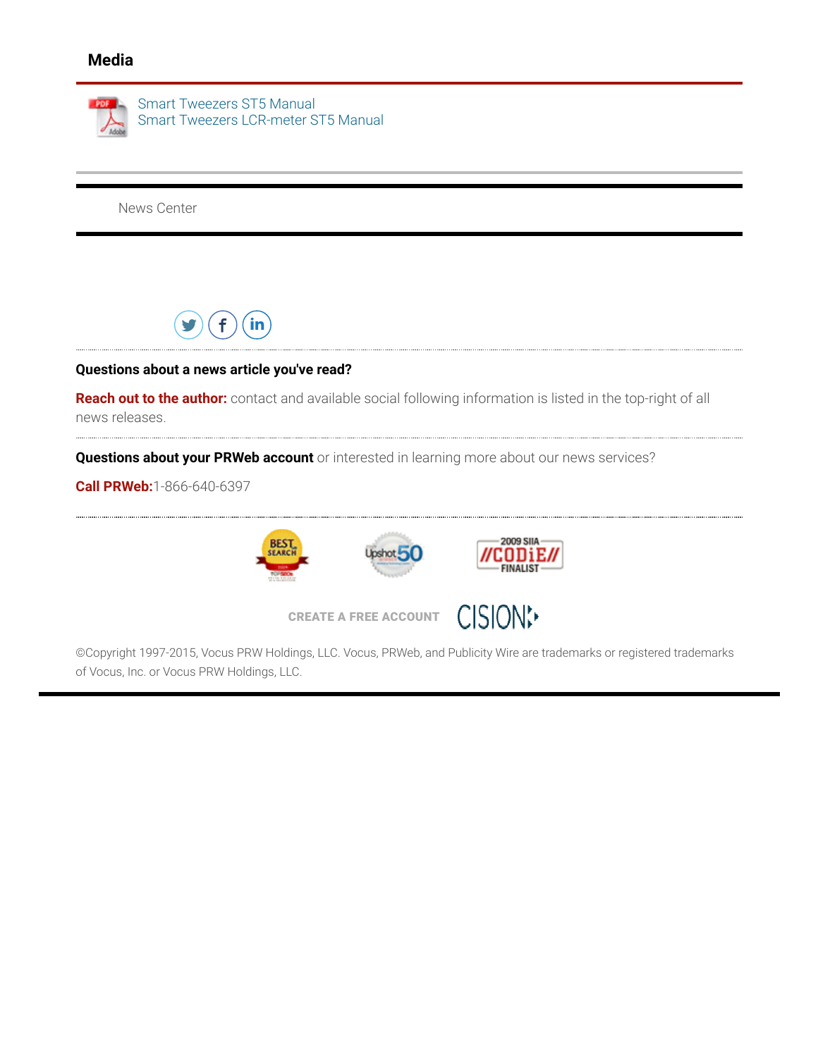## Media

Smart Tweezers ST5 Manual
Smart Tweezers LCR-meter ST5 Manual

News Center

**Questions about a news article you've read?**

**Reach out to the author:** contact and available social following information is listed in the top-right of all news releases.

**Questions about your PRWeb account** or interested in learning more about our news services?

**Call PRWeb:**1-866-640-6397

CREATE A FREE ACCOUNT

©Copyright 1997-2015, Vocus PRW Holdings, LLC. Vocus, PRWeb, and Publicity Wire are trademarks or registered trademarks of Vocus, Inc. or Vocus PRW Holdings, LLC.